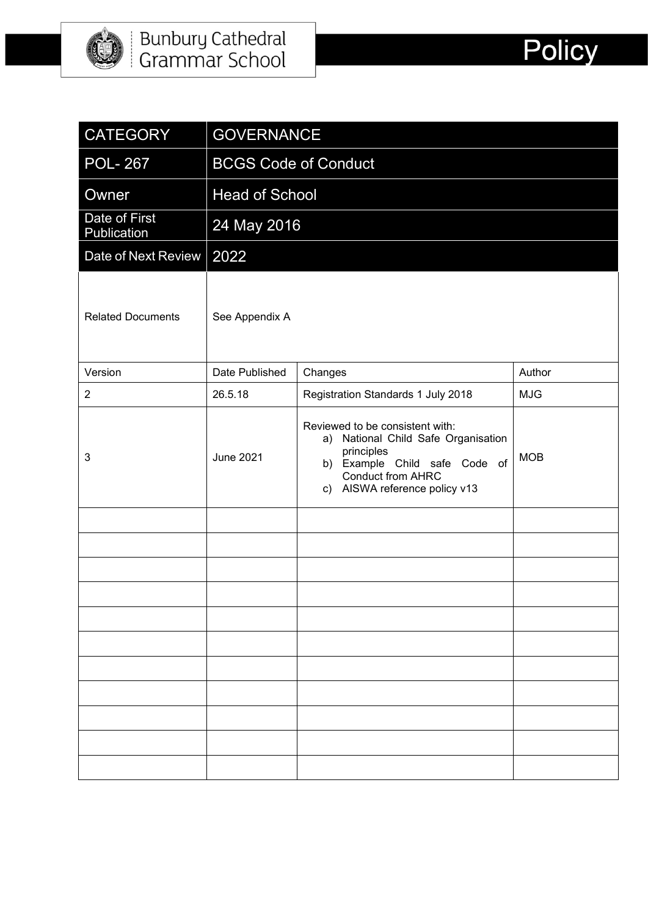Bunbury Cathedral Grammar School

# Policy

| CATEGORY | GOVERNANCE | | |
|---|---|---|---|
| POL- 267 | BCGS Code of Conduct | | |
| Owner | Head of School | | |
| Date of First Publication | 24 May 2016 | | |
| Date of Next Review | 2022 | | |
| Related Documents | See Appendix A | | |
| Version | Date Published | Changes | Author |
| 2 | 26.5.18 | Registration Standards 1 July 2018 | MJG |
| 3 | June 2021 | Reviewed to be consistent with: a) National Child Safe Organisation principles b) Example Child safe Code of Conduct from AHRC c) AISWA reference policy v13 | MOB |
| | | | |
| | | | |
| | | | |
| | | | |
| | | | |
| | | | |
| | | | |
| | | | |
| | | | |
| | | | |
| | | | |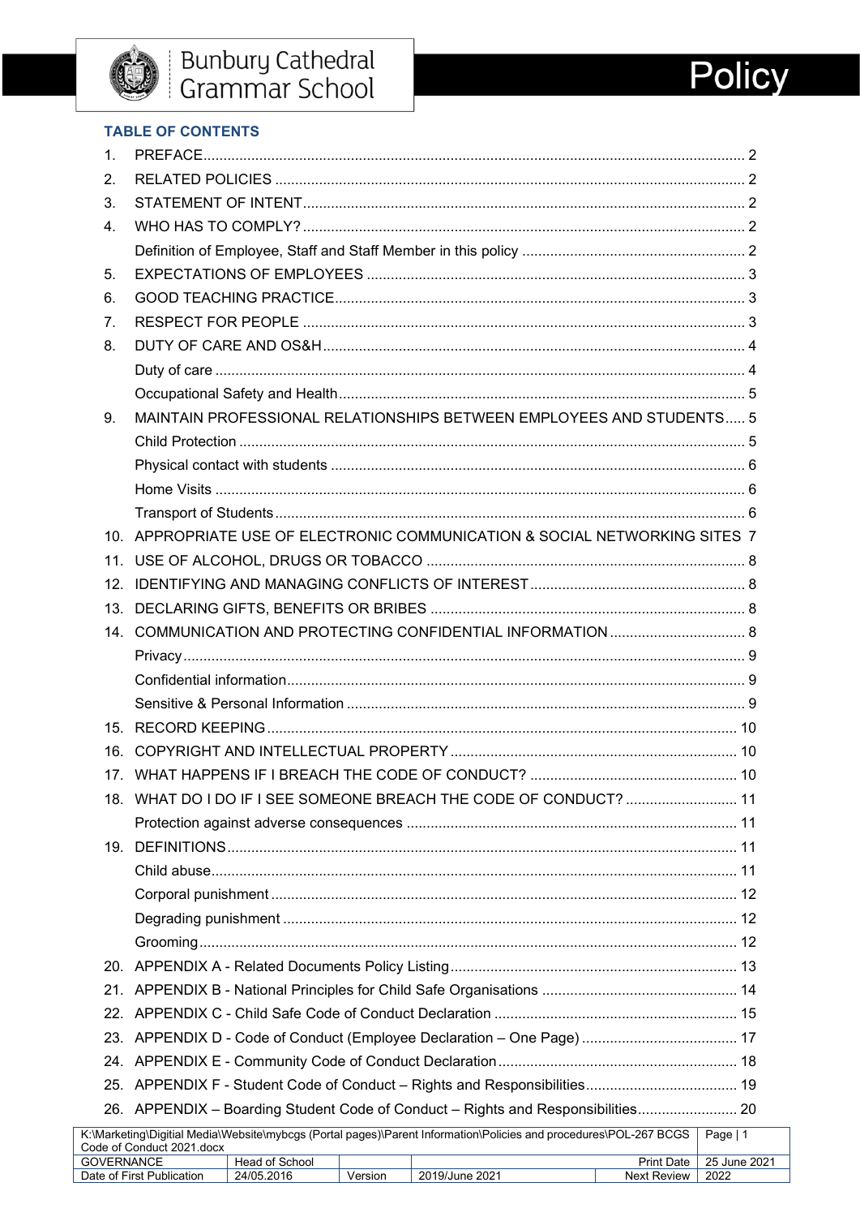## TABLE OF CONTENTS

1. PREFACE ..... 2
2. RELATED POLICIES ..... 2
3. STATEMENT OF INTENT ..... 2
4. WHO HAS TO COMPLY? ..... 2
   - Definition of Employee, Staff and Staff Member in this policy ..... 2
5. EXPECTATIONS OF EMPLOYEES ..... 3
6. GOOD TEACHING PRACTICE ..... 3
7. RESPECT FOR PEOPLE ..... 3
8. DUTY OF CARE AND OS&H ..... 4
   - Duty of care ..... 4
   - Occupational Safety and Health ..... 5
9. MAINTAIN PROFESSIONAL RELATIONSHIPS BETWEEN EMPLOYEES AND STUDENTS ..... 5
   - Child Protection ..... 5
   - Physical contact with students ..... 6
   - Home Visits ..... 6
   - Transport of Students ..... 6
10. APPROPRIATE USE OF ELECTRONIC COMMUNICATION & SOCIAL NETWORKING SITES ..... 7
11. USE OF ALCOHOL, DRUGS OR TOBACCO ..... 8
12. IDENTIFYING AND MANAGING CONFLICTS OF INTEREST ..... 8
13. DECLARING GIFTS, BENEFITS OR BRIBES ..... 8
14. COMMUNICATION AND PROTECTING CONFIDENTIAL INFORMATION ..... 8
    - Privacy ..... 9
    - Confidential information ..... 9
    - Sensitive & Personal Information ..... 9
15. RECORD KEEPING ..... 10
16. COPYRIGHT AND INTELLECTUAL PROPERTY ..... 10
17. WHAT HAPPENS IF I BREACH THE CODE OF CONDUCT? ..... 10
18. WHAT DO I DO IF I SEE SOMEONE BREACH THE CODE OF CONDUCT? ..... 11
    - Protection against adverse consequences ..... 11
19. DEFINITIONS ..... 11
    - Child abuse ..... 11
    - Corporal punishment ..... 12
    - Degrading punishment ..... 12
    - Grooming ..... 12
20. APPENDIX A - Related Documents Policy Listing ..... 13
21. APPENDIX B - National Principles for Child Safe Organisations ..... 14
22. APPENDIX C - Child Safe Code of Conduct Declaration ..... 15
23. APPENDIX D - Code of Conduct (Employee Declaration – One Page) ..... 17
24. APPENDIX E - Community Code of Conduct Declaration ..... 18
25. APPENDIX F - Student Code of Conduct – Rights and Responsibilities ..... 19
26. APPENDIX – Boarding Student Code of Conduct – Rights and Responsibilities ..... 20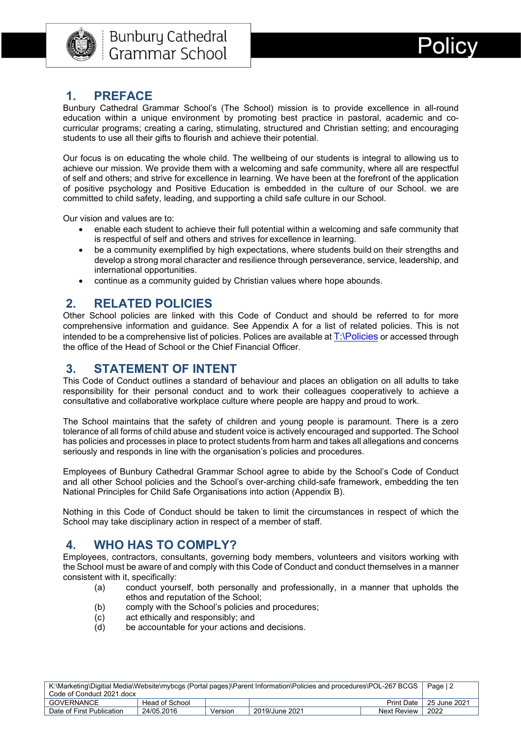## 1. PREFACE

Bunbury Cathedral Grammar School's (The School) mission is to provide excellence in all-round education within a unique environment by promoting best practice in pastoral, academic and co-curricular programs; creating a caring, stimulating, structured and Christian setting; and encouraging students to use all their gifts to flourish and achieve their potential.

Our focus is on educating the whole child. The wellbeing of our students is integral to allowing us to achieve our mission. We provide them with a welcoming and safe community, where all are respectful of self and others; and strive for excellence in learning. We have been at the forefront of the application of positive psychology and Positive Education is embedded in the culture of our School. we are committed to child safety, leading, and supporting a child safe culture in our School.

Our vision and values are to:

- enable each student to achieve their full potential within a welcoming and safe community that is respectful of self and others and strives for excellence in learning.
- be a community exemplified by high expectations, where students build on their strengths and develop a strong moral character and resilience through perseverance, service, leadership, and international opportunities.
- continue as a community guided by Christian values where hope abounds.

## 2. RELATED POLICIES

Other School policies are linked with this Code of Conduct and should be referred to for more comprehensive information and guidance. See Appendix A for a list of related policies. This is not intended to be a comprehensive list of policies. Polices are available at T:\Policies or accessed through the office of the Head of School or the Chief Financial Officer.

## 3. STATEMENT OF INTENT

This Code of Conduct outlines a standard of behaviour and places an obligation on all adults to take responsibility for their personal conduct and to work their colleagues cooperatively to achieve a consultative and collaborative workplace culture where people are happy and proud to work.

The School maintains that the safety of children and young people is paramount. There is a zero tolerance of all forms of child abuse and student voice is actively encouraged and supported. The School has policies and processes in place to protect students from harm and takes all allegations and concerns seriously and responds in line with the organisation's policies and procedures.

Employees of Bunbury Cathedral Grammar School agree to abide by the School's Code of Conduct and all other School policies and the School's over-arching child-safe framework, embedding the ten National Principles for Child Safe Organisations into action (Appendix B).

Nothing in this Code of Conduct should be taken to limit the circumstances in respect of which the School may take disciplinary action in respect of a member of staff.

## 4. WHO HAS TO COMPLY?

Employees, contractors, consultants, governing body members, volunteers and visitors working with the School must be aware of and comply with this Code of Conduct and conduct themselves in a manner consistent with it, specifically:

(a) conduct yourself, both personally and professionally, in a manner that upholds the ethos and reputation of the School;
(b) comply with the School's policies and procedures;
(c) act ethically and responsibly; and
(d) be accountable for your actions and decisions.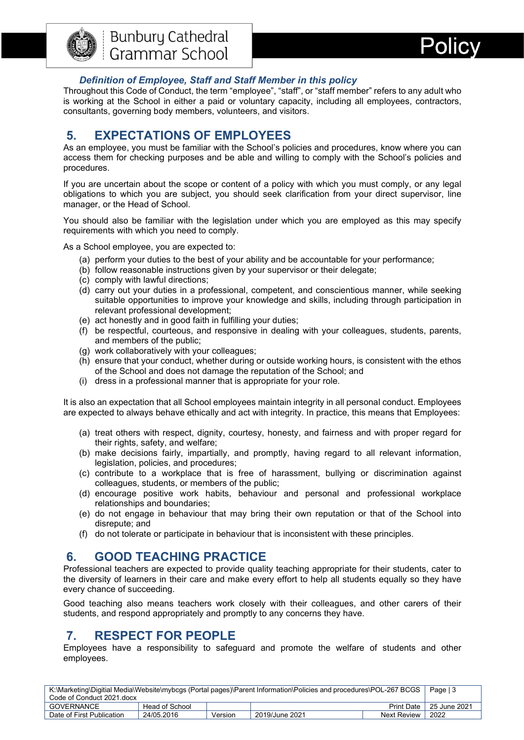### *Definition of Employee, Staff and Staff Member in this policy*

Throughout this Code of Conduct, the term "employee", "staff", or "staff member" refers to any adult who is working at the School in either a paid or voluntary capacity, including all employees, contractors, consultants, governing body members, volunteers, and visitors.

## 5. EXPECTATIONS OF EMPLOYEES

As an employee, you must be familiar with the School's policies and procedures, know where you can access them for checking purposes and be able and willing to comply with the School's policies and procedures.

If you are uncertain about the scope or content of a policy with which you must comply, or any legal obligations to which you are subject, you should seek clarification from your direct supervisor, line manager, or the Head of School.

You should also be familiar with the legislation under which you are employed as this may specify requirements with which you need to comply.

As a School employee, you are expected to:

(a) perform your duties to the best of your ability and be accountable for your performance;
(b) follow reasonable instructions given by your supervisor or their delegate;
(c) comply with lawful directions;
(d) carry out your duties in a professional, competent, and conscientious manner, while seeking suitable opportunities to improve your knowledge and skills, including through participation in relevant professional development;
(e) act honestly and in good faith in fulfilling your duties;
(f) be respectful, courteous, and responsive in dealing with your colleagues, students, parents, and members of the public;
(g) work collaboratively with your colleagues;
(h) ensure that your conduct, whether during or outside working hours, is consistent with the ethos of the School and does not damage the reputation of the School; and
(i) dress in a professional manner that is appropriate for your role.

It is also an expectation that all School employees maintain integrity in all personal conduct. Employees are expected to always behave ethically and act with integrity. In practice, this means that Employees:

(a) treat others with respect, dignity, courtesy, honesty, and fairness and with proper regard for their rights, safety, and welfare;
(b) make decisions fairly, impartially, and promptly, having regard to all relevant information, legislation, policies, and procedures;
(c) contribute to a workplace that is free of harassment, bullying or discrimination against colleagues, students, or members of the public;
(d) encourage positive work habits, behaviour and personal and professional workplace relationships and boundaries;
(e) do not engage in behaviour that may bring their own reputation or that of the School into disrepute; and
(f) do not tolerate or participate in behaviour that is inconsistent with these principles.

## 6. GOOD TEACHING PRACTICE

Professional teachers are expected to provide quality teaching appropriate for their students, cater to the diversity of learners in their care and make every effort to help all students equally so they have every chance of succeeding.

Good teaching also means teachers work closely with their colleagues, and other carers of their students, and respond appropriately and promptly to any concerns they have.

## 7. RESPECT FOR PEOPLE

Employees have a responsibility to safeguard and promote the welfare of students and other employees.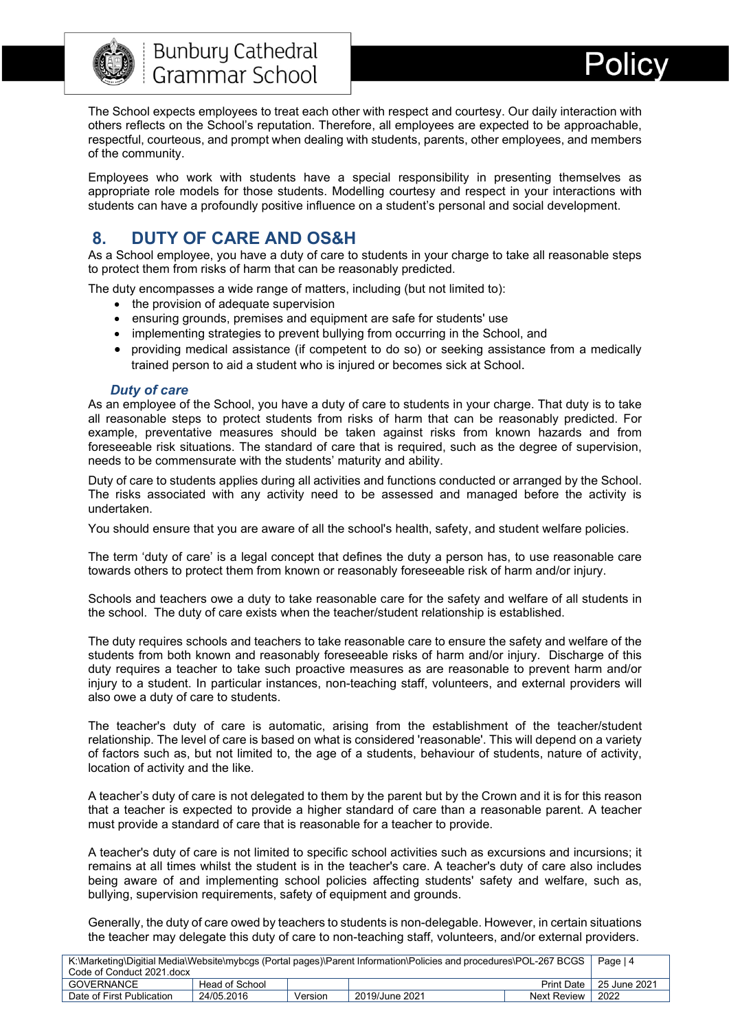The School expects employees to treat each other with respect and courtesy. Our daily interaction with others reflects on the School's reputation. Therefore, all employees are expected to be approachable, respectful, courteous, and prompt when dealing with students, parents, other employees, and members of the community.

Employees who work with students have a special responsibility in presenting themselves as appropriate role models for those students. Modelling courtesy and respect in your interactions with students can have a profoundly positive influence on a student's personal and social development.

## 8. DUTY OF CARE AND OS&H

As a School employee, you have a duty of care to students in your charge to take all reasonable steps to protect them from risks of harm that can be reasonably predicted.

The duty encompasses a wide range of matters, including (but not limited to):

- the provision of adequate supervision
- ensuring grounds, premises and equipment are safe for students' use
- implementing strategies to prevent bullying from occurring in the School, and
- providing medical assistance (if competent to do so) or seeking assistance from a medically trained person to aid a student who is injured or becomes sick at School.

### *Duty of care*

As an employee of the School, you have a duty of care to students in your charge. That duty is to take all reasonable steps to protect students from risks of harm that can be reasonably predicted. For example, preventative measures should be taken against risks from known hazards and from foreseeable risk situations. The standard of care that is required, such as the degree of supervision, needs to be commensurate with the students' maturity and ability.

Duty of care to students applies during all activities and functions conducted or arranged by the School. The risks associated with any activity need to be assessed and managed before the activity is undertaken.

You should ensure that you are aware of all the school's health, safety, and student welfare policies.

The term 'duty of care' is a legal concept that defines the duty a person has, to use reasonable care towards others to protect them from known or reasonably foreseeable risk of harm and/or injury.

Schools and teachers owe a duty to take reasonable care for the safety and welfare of all students in the school. The duty of care exists when the teacher/student relationship is established.

The duty requires schools and teachers to take reasonable care to ensure the safety and welfare of the students from both known and reasonably foreseeable risks of harm and/or injury. Discharge of this duty requires a teacher to take such proactive measures as are reasonable to prevent harm and/or injury to a student. In particular instances, non-teaching staff, volunteers, and external providers will also owe a duty of care to students.

The teacher's duty of care is automatic, arising from the establishment of the teacher/student relationship. The level of care is based on what is considered 'reasonable'. This will depend on a variety of factors such as, but not limited to, the age of a students, behaviour of students, nature of activity, location of activity and the like.

A teacher's duty of care is not delegated to them by the parent but by the Crown and it is for this reason that a teacher is expected to provide a higher standard of care than a reasonable parent. A teacher must provide a standard of care that is reasonable for a teacher to provide.

A teacher's duty of care is not limited to specific school activities such as excursions and incursions; it remains at all times whilst the student is in the teacher's care. A teacher's duty of care also includes being aware of and implementing school policies affecting students' safety and welfare, such as, bullying, supervision requirements, safety of equipment and grounds.

Generally, the duty of care owed by teachers to students is non-delegable. However, in certain situations the teacher may delegate this duty of care to non-teaching staff, volunteers, and/or external providers.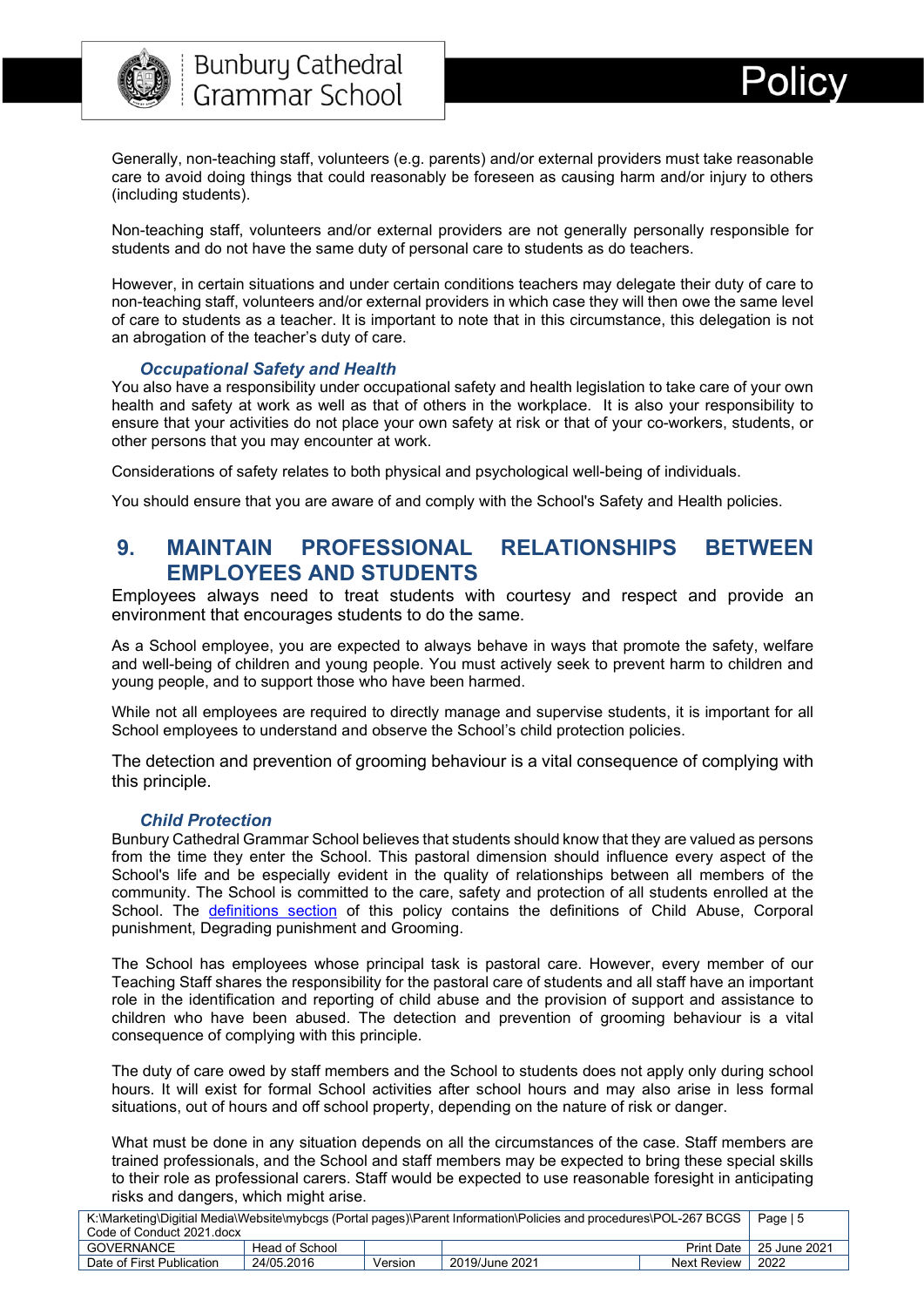Generally, non-teaching staff, volunteers (e.g. parents) and/or external providers must take reasonable care to avoid doing things that could reasonably be foreseen as causing harm and/or injury to others (including students).

Non-teaching staff, volunteers and/or external providers are not generally personally responsible for students and do not have the same duty of personal care to students as do teachers.

However, in certain situations and under certain conditions teachers may delegate their duty of care to non-teaching staff, volunteers and/or external providers in which case they will then owe the same level of care to students as a teacher. It is important to note that in this circumstance, this delegation is not an abrogation of the teacher's duty of care.

### *Occupational Safety and Health*

You also have a responsibility under occupational safety and health legislation to take care of your own health and safety at work as well as that of others in the workplace. It is also your responsibility to ensure that your activities do not place your own safety at risk or that of your co-workers, students, or other persons that you may encounter at work.

Considerations of safety relates to both physical and psychological well-being of individuals.

You should ensure that you are aware of and comply with the School's Safety and Health policies.

## 9. MAINTAIN PROFESSIONAL RELATIONSHIPS BETWEEN EMPLOYEES AND STUDENTS

Employees always need to treat students with courtesy and respect and provide an environment that encourages students to do the same.

As a School employee, you are expected to always behave in ways that promote the safety, welfare and well-being of children and young people. You must actively seek to prevent harm to children and young people, and to support those who have been harmed.

While not all employees are required to directly manage and supervise students, it is important for all School employees to understand and observe the School's child protection policies.

The detection and prevention of grooming behaviour is a vital consequence of complying with this principle.

### *Child Protection*

Bunbury Cathedral Grammar School believes that students should know that they are valued as persons from the time they enter the School. This pastoral dimension should influence every aspect of the School's life and be especially evident in the quality of relationships between all members of the community. The School is committed to the care, safety and protection of all students enrolled at the School. The definitions section of this policy contains the definitions of Child Abuse, Corporal punishment, Degrading punishment and Grooming.

The School has employees whose principal task is pastoral care. However, every member of our Teaching Staff shares the responsibility for the pastoral care of students and all staff have an important role in the identification and reporting of child abuse and the provision of support and assistance to children who have been abused. The detection and prevention of grooming behaviour is a vital consequence of complying with this principle.

The duty of care owed by staff members and the School to students does not apply only during school hours. It will exist for formal School activities after school hours and may also arise in less formal situations, out of hours and off school property, depending on the nature of risk or danger.

What must be done in any situation depends on all the circumstances of the case. Staff members are trained professionals, and the School and staff members may be expected to bring these special skills to their role as professional carers. Staff would be expected to use reasonable foresight in anticipating risks and dangers, which might arise.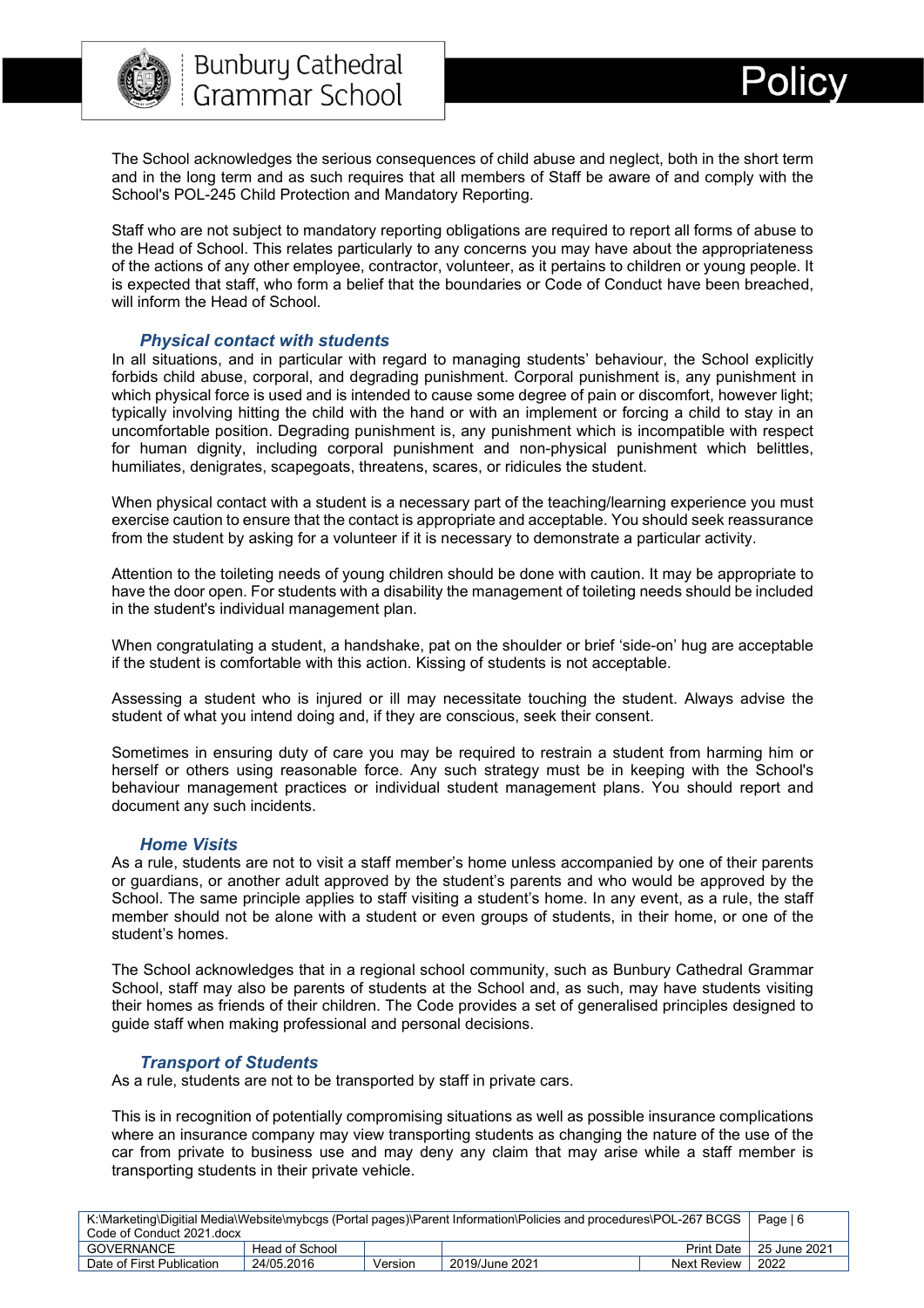The School acknowledges the serious consequences of child abuse and neglect, both in the short term and in the long term and as such requires that all members of Staff be aware of and comply with the School's POL-245 Child Protection and Mandatory Reporting.

Staff who are not subject to mandatory reporting obligations are required to report all forms of abuse to the Head of School. This relates particularly to any concerns you may have about the appropriateness of the actions of any other employee, contractor, volunteer, as it pertains to children or young people. It is expected that staff, who form a belief that the boundaries or Code of Conduct have been breached, will inform the Head of School.

### *Physical contact with students*

In all situations, and in particular with regard to managing students' behaviour, the School explicitly forbids child abuse, corporal, and degrading punishment. Corporal punishment is, any punishment in which physical force is used and is intended to cause some degree of pain or discomfort, however light; typically involving hitting the child with the hand or with an implement or forcing a child to stay in an uncomfortable position. Degrading punishment is, any punishment which is incompatible with respect for human dignity, including corporal punishment and non-physical punishment which belittles, humiliates, denigrates, scapegoats, threatens, scares, or ridicules the student.

When physical contact with a student is a necessary part of the teaching/learning experience you must exercise caution to ensure that the contact is appropriate and acceptable. You should seek reassurance from the student by asking for a volunteer if it is necessary to demonstrate a particular activity.

Attention to the toileting needs of young children should be done with caution. It may be appropriate to have the door open. For students with a disability the management of toileting needs should be included in the student's individual management plan.

When congratulating a student, a handshake, pat on the shoulder or brief 'side-on' hug are acceptable if the student is comfortable with this action. Kissing of students is not acceptable.

Assessing a student who is injured or ill may necessitate touching the student. Always advise the student of what you intend doing and, if they are conscious, seek their consent.

Sometimes in ensuring duty of care you may be required to restrain a student from harming him or herself or others using reasonable force. Any such strategy must be in keeping with the School's behaviour management practices or individual student management plans. You should report and document any such incidents.

### *Home Visits*

As a rule, students are not to visit a staff member's home unless accompanied by one of their parents or guardians, or another adult approved by the student's parents and who would be approved by the School. The same principle applies to staff visiting a student's home. In any event, as a rule, the staff member should not be alone with a student or even groups of students, in their home, or one of the student's homes.

The School acknowledges that in a regional school community, such as Bunbury Cathedral Grammar School, staff may also be parents of students at the School and, as such, may have students visiting their homes as friends of their children. The Code provides a set of generalised principles designed to guide staff when making professional and personal decisions.

### *Transport of Students*

As a rule, students are not to be transported by staff in private cars.

This is in recognition of potentially compromising situations as well as possible insurance complications where an insurance company may view transporting students as changing the nature of the use of the car from private to business use and may deny any claim that may arise while a staff member is transporting students in their private vehicle.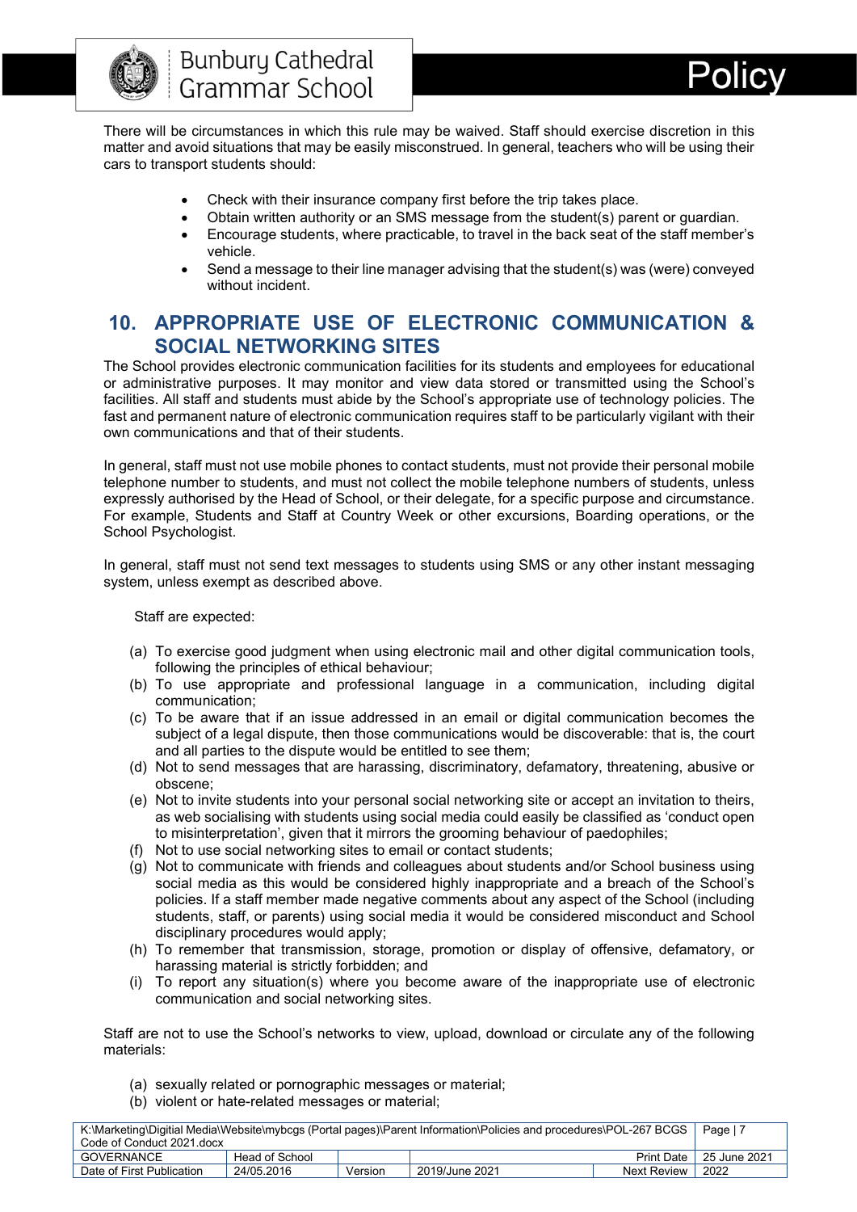There will be circumstances in which this rule may be waived. Staff should exercise discretion in this matter and avoid situations that may be easily misconstrued. In general, teachers who will be using their cars to transport students should:

- Check with their insurance company first before the trip takes place.
- Obtain written authority or an SMS message from the student(s) parent or guardian.
- Encourage students, where practicable, to travel in the back seat of the staff member's vehicle.
- Send a message to their line manager advising that the student(s) was (were) conveyed without incident.

## 10. APPROPRIATE USE OF ELECTRONIC COMMUNICATION & SOCIAL NETWORKING SITES

The School provides electronic communication facilities for its students and employees for educational or administrative purposes. It may monitor and view data stored or transmitted using the School's facilities. All staff and students must abide by the School's appropriate use of technology policies. The fast and permanent nature of electronic communication requires staff to be particularly vigilant with their own communications and that of their students.

In general, staff must not use mobile phones to contact students, must not provide their personal mobile telephone number to students, and must not collect the mobile telephone numbers of students, unless expressly authorised by the Head of School, or their delegate, for a specific purpose and circumstance. For example, Students and Staff at Country Week or other excursions, Boarding operations, or the School Psychologist.

In general, staff must not send text messages to students using SMS or any other instant messaging system, unless exempt as described above.

Staff are expected:

(a) To exercise good judgment when using electronic mail and other digital communication tools, following the principles of ethical behaviour;
(b) To use appropriate and professional language in a communication, including digital communication;
(c) To be aware that if an issue addressed in an email or digital communication becomes the subject of a legal dispute, then those communications would be discoverable: that is, the court and all parties to the dispute would be entitled to see them;
(d) Not to send messages that are harassing, discriminatory, defamatory, threatening, abusive or obscene;
(e) Not to invite students into your personal social networking site or accept an invitation to theirs, as web socialising with students using social media could easily be classified as 'conduct open to misinterpretation', given that it mirrors the grooming behaviour of paedophiles;
(f) Not to use social networking sites to email or contact students;
(g) Not to communicate with friends and colleagues about students and/or School business using social media as this would be considered highly inappropriate and a breach of the School's policies. If a staff member made negative comments about any aspect of the School (including students, staff, or parents) using social media it would be considered misconduct and School disciplinary procedures would apply;
(h) To remember that transmission, storage, promotion or display of offensive, defamatory, or harassing material is strictly forbidden; and
(i) To report any situation(s) where you become aware of the inappropriate use of electronic communication and social networking sites.

Staff are not to use the School's networks to view, upload, download or circulate any of the following materials:

(a) sexually related or pornographic messages or material;
(b) violent or hate-related messages or material;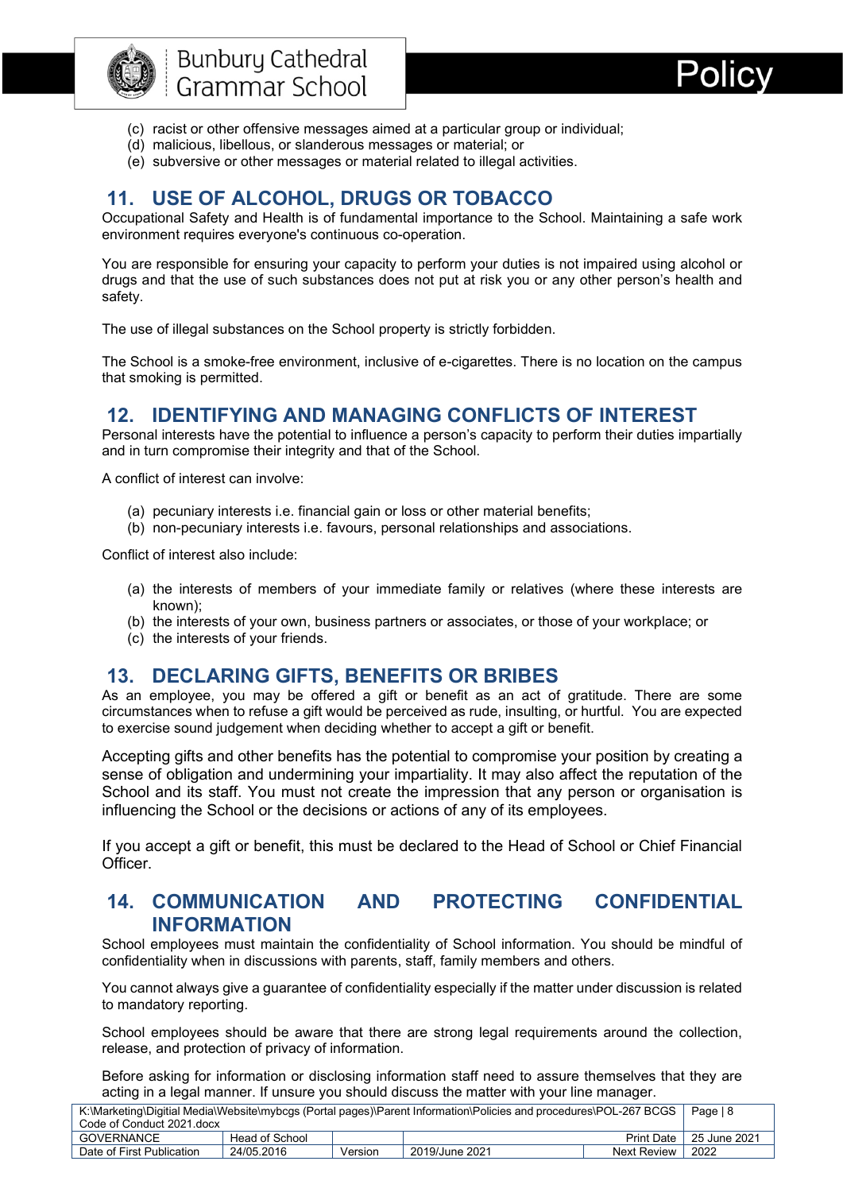(c) racist or other offensive messages aimed at a particular group or individual;
(d) malicious, libellous, or slanderous messages or material; or
(e) subversive or other messages or material related to illegal activities.

## 11. USE OF ALCOHOL, DRUGS OR TOBACCO

Occupational Safety and Health is of fundamental importance to the School. Maintaining a safe work environment requires everyone's continuous co-operation.

You are responsible for ensuring your capacity to perform your duties is not impaired using alcohol or drugs and that the use of such substances does not put at risk you or any other person's health and safety.

The use of illegal substances on the School property is strictly forbidden.

The School is a smoke-free environment, inclusive of e-cigarettes. There is no location on the campus that smoking is permitted.

## 12. IDENTIFYING AND MANAGING CONFLICTS OF INTEREST

Personal interests have the potential to influence a person's capacity to perform their duties impartially and in turn compromise their integrity and that of the School.

A conflict of interest can involve:

(a) pecuniary interests i.e. financial gain or loss or other material benefits;
(b) non-pecuniary interests i.e. favours, personal relationships and associations.

Conflict of interest also include:

(a) the interests of members of your immediate family or relatives (where these interests are known);
(b) the interests of your own, business partners or associates, or those of your workplace; or
(c) the interests of your friends.

## 13. DECLARING GIFTS, BENEFITS OR BRIBES

As an employee, you may be offered a gift or benefit as an act of gratitude. There are some circumstances when to refuse a gift would be perceived as rude, insulting, or hurtful. You are expected to exercise sound judgement when deciding whether to accept a gift or benefit.

Accepting gifts and other benefits has the potential to compromise your position by creating a sense of obligation and undermining your impartiality. It may also affect the reputation of the School and its staff. You must not create the impression that any person or organisation is influencing the School or the decisions or actions of any of its employees.

If you accept a gift or benefit, this must be declared to the Head of School or Chief Financial Officer.

## 14. COMMUNICATION AND PROTECTING CONFIDENTIAL INFORMATION

School employees must maintain the confidentiality of School information. You should be mindful of confidentiality when in discussions with parents, staff, family members and others.

You cannot always give a guarantee of confidentiality especially if the matter under discussion is related to mandatory reporting.

School employees should be aware that there are strong legal requirements around the collection, release, and protection of privacy of information.

Before asking for information or disclosing information staff need to assure themselves that they are acting in a legal manner. If unsure you should discuss the matter with your line manager.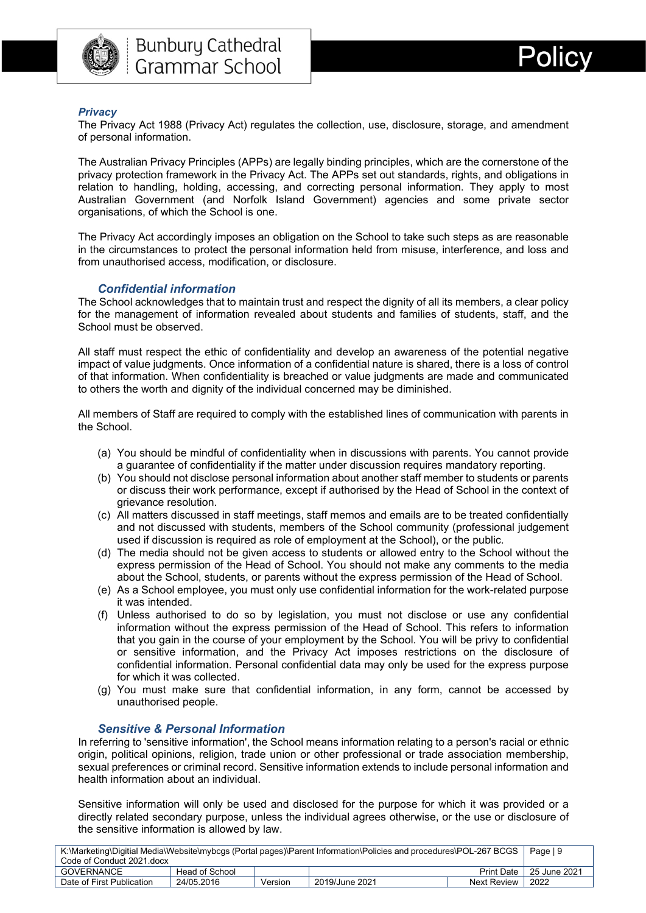### *Privacy*

The Privacy Act 1988 (Privacy Act) regulates the collection, use, disclosure, storage, and amendment of personal information.

The Australian Privacy Principles (APPs) are legally binding principles, which are the cornerstone of the privacy protection framework in the Privacy Act. The APPs set out standards, rights, and obligations in relation to handling, holding, accessing, and correcting personal information. They apply to most Australian Government (and Norfolk Island Government) agencies and some private sector organisations, of which the School is one.

The Privacy Act accordingly imposes an obligation on the School to take such steps as are reasonable in the circumstances to protect the personal information held from misuse, interference, and loss and from unauthorised access, modification, or disclosure.

#### *Confidential information*

The School acknowledges that to maintain trust and respect the dignity of all its members, a clear policy for the management of information revealed about students and families of students, staff, and the School must be observed.

All staff must respect the ethic of confidentiality and develop an awareness of the potential negative impact of value judgments. Once information of a confidential nature is shared, there is a loss of control of that information. When confidentiality is breached or value judgments are made and communicated to others the worth and dignity of the individual concerned may be diminished.

All members of Staff are required to comply with the established lines of communication with parents in the School.

(a) You should be mindful of confidentiality when in discussions with parents. You cannot provide a guarantee of confidentiality if the matter under discussion requires mandatory reporting.
(b) You should not disclose personal information about another staff member to students or parents or discuss their work performance, except if authorised by the Head of School in the context of grievance resolution.
(c) All matters discussed in staff meetings, staff memos and emails are to be treated confidentially and not discussed with students, members of the School community (professional judgement used if discussion is required as role of employment at the School), or the public.
(d) The media should not be given access to students or allowed entry to the School without the express permission of the Head of School. You should not make any comments to the media about the School, students, or parents without the express permission of the Head of School.
(e) As a School employee, you must only use confidential information for the work-related purpose it was intended.
(f) Unless authorised to do so by legislation, you must not disclose or use any confidential information without the express permission of the Head of School. This refers to information that you gain in the course of your employment by the School. You will be privy to confidential or sensitive information, and the Privacy Act imposes restrictions on the disclosure of confidential information. Personal confidential data may only be used for the express purpose for which it was collected.
(g) You must make sure that confidential information, in any form, cannot be accessed by unauthorised people.

#### *Sensitive & Personal Information*

In referring to 'sensitive information', the School means information relating to a person's racial or ethnic origin, political opinions, religion, trade union or other professional or trade association membership, sexual preferences or criminal record. Sensitive information extends to include personal information and health information about an individual.

Sensitive information will only be used and disclosed for the purpose for which it was provided or a directly related secondary purpose, unless the individual agrees otherwise, or the use or disclosure of the sensitive information is allowed by law.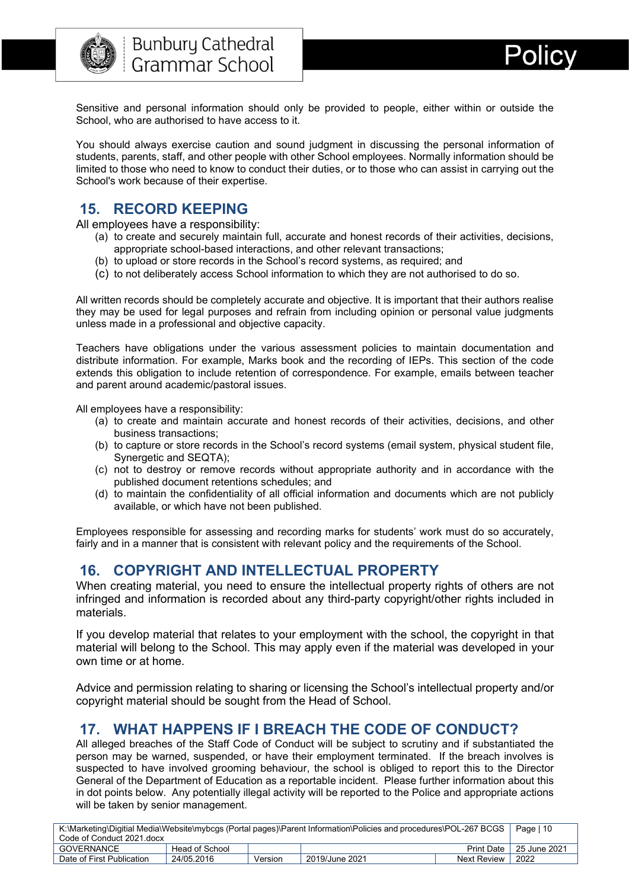Sensitive and personal information should only be provided to people, either within or outside the School, who are authorised to have access to it.

You should always exercise caution and sound judgment in discussing the personal information of students, parents, staff, and other people with other School employees. Normally information should be limited to those who need to know to conduct their duties, or to those who can assist in carrying out the School's work because of their expertise.

## 15. RECORD KEEPING

All employees have a responsibility:

(a) to create and securely maintain full, accurate and honest records of their activities, decisions, appropriate school-based interactions, and other relevant transactions;
(b) to upload or store records in the School's record systems, as required; and
(c) to not deliberately access School information to which they are not authorised to do so.

All written records should be completely accurate and objective. It is important that their authors realise they may be used for legal purposes and refrain from including opinion or personal value judgments unless made in a professional and objective capacity.

Teachers have obligations under the various assessment policies to maintain documentation and distribute information. For example, Marks book and the recording of IEPs. This section of the code extends this obligation to include retention of correspondence. For example, emails between teacher and parent around academic/pastoral issues.

All employees have a responsibility:

(a) to create and maintain accurate and honest records of their activities, decisions, and other business transactions;
(b) to capture or store records in the School's record systems (email system, physical student file, Synergetic and SEQTA);
(c) not to destroy or remove records without appropriate authority and in accordance with the published document retentions schedules; and
(d) to maintain the confidentiality of all official information and documents which are not publicly available, or which have not been published.

Employees responsible for assessing and recording marks for students' work must do so accurately, fairly and in a manner that is consistent with relevant policy and the requirements of the School.

## 16. COPYRIGHT AND INTELLECTUAL PROPERTY

When creating material, you need to ensure the intellectual property rights of others are not infringed and information is recorded about any third-party copyright/other rights included in materials.

If you develop material that relates to your employment with the school, the copyright in that material will belong to the School. This may apply even if the material was developed in your own time or at home.

Advice and permission relating to sharing or licensing the School's intellectual property and/or copyright material should be sought from the Head of School.

## 17. WHAT HAPPENS IF I BREACH THE CODE OF CONDUCT?

All alleged breaches of the Staff Code of Conduct will be subject to scrutiny and if substantiated the person may be warned, suspended, or have their employment terminated. If the breach involves is suspected to have involved grooming behaviour, the school is obliged to report this to the Director General of the Department of Education as a reportable incident. Please further information about this in dot points below. Any potentially illegal activity will be reported to the Police and appropriate actions will be taken by senior management.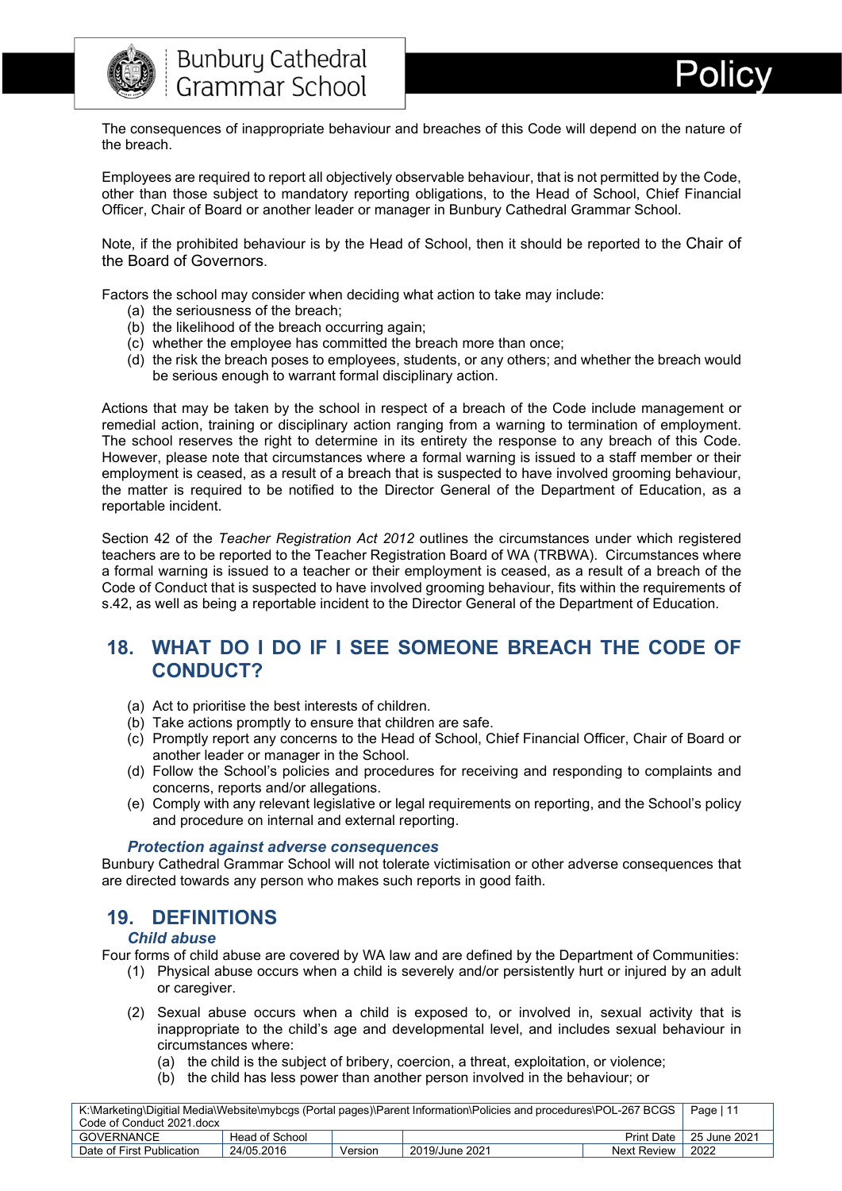The consequences of inappropriate behaviour and breaches of this Code will depend on the nature of the breach.

Employees are required to report all objectively observable behaviour, that is not permitted by the Code, other than those subject to mandatory reporting obligations, to the Head of School, Chief Financial Officer, Chair of Board or another leader or manager in Bunbury Cathedral Grammar School.

Note, if the prohibited behaviour is by the Head of School, then it should be reported to the Chair of the Board of Governors.

Factors the school may consider when deciding what action to take may include:

(a) the seriousness of the breach;
(b) the likelihood of the breach occurring again;
(c) whether the employee has committed the breach more than once;
(d) the risk the breach poses to employees, students, or any others; and whether the breach would be serious enough to warrant formal disciplinary action.

Actions that may be taken by the school in respect of a breach of the Code include management or remedial action, training or disciplinary action ranging from a warning to termination of employment. The school reserves the right to determine in its entirety the response to any breach of this Code. However, please note that circumstances where a formal warning is issued to a staff member or their employment is ceased, as a result of a breach that is suspected to have involved grooming behaviour, the matter is required to be notified to the Director General of the Department of Education, as a reportable incident.

Section 42 of the *Teacher Registration Act 2012* outlines the circumstances under which registered teachers are to be reported to the Teacher Registration Board of WA (TRBWA). Circumstances where a formal warning is issued to a teacher or their employment is ceased, as a result of a breach of the Code of Conduct that is suspected to have involved grooming behaviour, fits within the requirements of s.42, as well as being a reportable incident to the Director General of the Department of Education.

## 18. WHAT DO I DO IF I SEE SOMEONE BREACH THE CODE OF CONDUCT?

(a) Act to prioritise the best interests of children.
(b) Take actions promptly to ensure that children are safe.
(c) Promptly report any concerns to the Head of School, Chief Financial Officer, Chair of Board or another leader or manager in the School.
(d) Follow the School's policies and procedures for receiving and responding to complaints and concerns, reports and/or allegations.
(e) Comply with any relevant legislative or legal requirements on reporting, and the School's policy and procedure on internal and external reporting.

### *Protection against adverse consequences*

Bunbury Cathedral Grammar School will not tolerate victimisation or other adverse consequences that are directed towards any person who makes such reports in good faith.

## 19. DEFINITIONS

### *Child abuse*

Four forms of child abuse are covered by WA law and are defined by the Department of Communities:

(1) Physical abuse occurs when a child is severely and/or persistently hurt or injured by an adult or caregiver.

(2) Sexual abuse occurs when a child is exposed to, or involved in, sexual activity that is inappropriate to the child's age and developmental level, and includes sexual behaviour in circumstances where:

   (a) the child is the subject of bribery, coercion, a threat, exploitation, or violence;
   (b) the child has less power than another person involved in the behaviour; or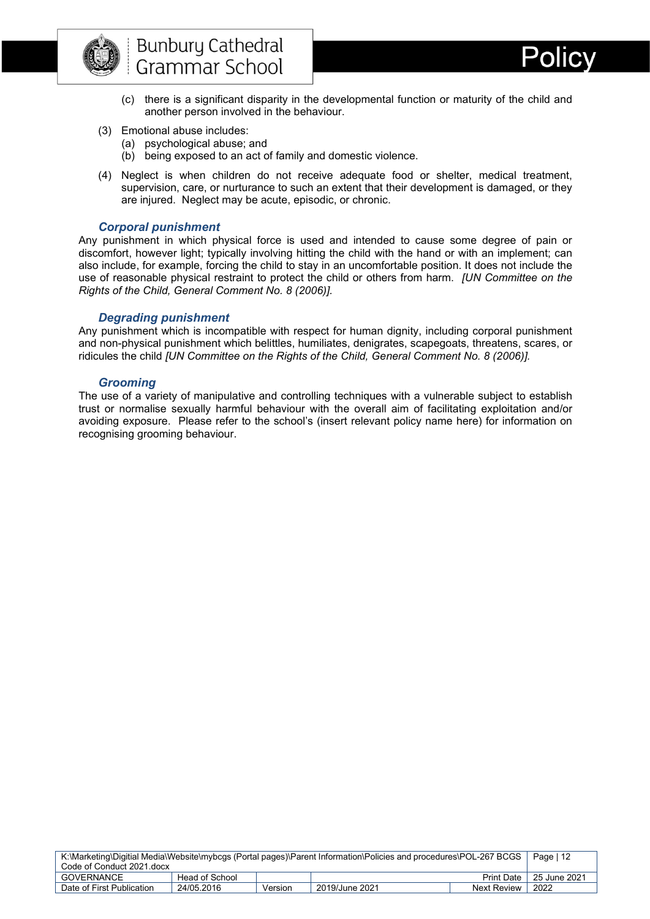(c) there is a significant disparity in the developmental function or maturity of the child and another person involved in the behaviour.

(3) Emotional abuse includes:
   (a) psychological abuse; and
   (b) being exposed to an act of family and domestic violence.

(4) Neglect is when children do not receive adequate food or shelter, medical treatment, supervision, care, or nurturance to such an extent that their development is damaged, or they are injured. Neglect may be acute, episodic, or chronic.

### *Corporal punishment*

Any punishment in which physical force is used and intended to cause some degree of pain or discomfort, however light; typically involving hitting the child with the hand or with an implement; can also include, for example, forcing the child to stay in an uncomfortable position. It does not include the use of reasonable physical restraint to protect the child or others from harm. *[UN Committee on the Rights of the Child, General Comment No. 8 (2006)].*

### *Degrading punishment*

Any punishment which is incompatible with respect for human dignity, including corporal punishment and non-physical punishment which belittles, humiliates, denigrates, scapegoats, threatens, scares, or ridicules the child *[UN Committee on the Rights of the Child, General Comment No. 8 (2006)].*

### *Grooming*

The use of a variety of manipulative and controlling techniques with a vulnerable subject to establish trust or normalise sexually harmful behaviour with the overall aim of facilitating exploitation and/or avoiding exposure. Please refer to the school's (insert relevant policy name here) for information on recognising grooming behaviour.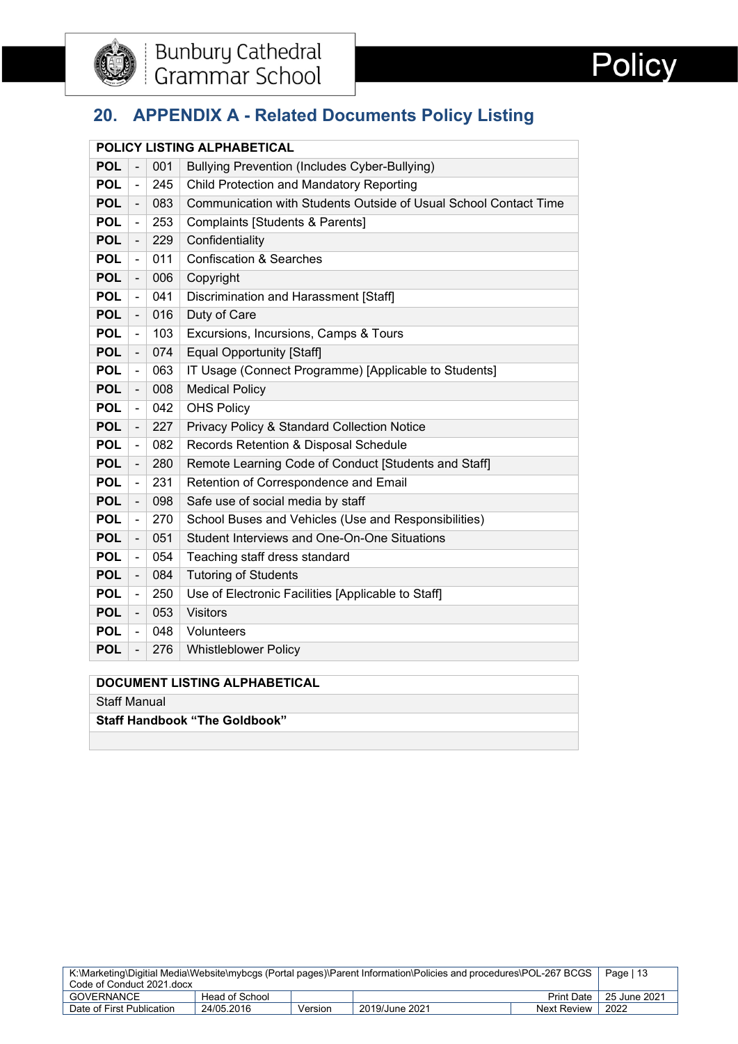## 20. APPENDIX A - Related Documents Policy Listing

| POLICY LISTING ALPHABETICAL | | | |
|---|---|---|---|
| **POL** | - | 001 | Bullying Prevention (Includes Cyber-Bullying) |
| **POL** | - | 245 | Child Protection and Mandatory Reporting |
| **POL** | - | 083 | Communication with Students Outside of Usual School Contact Time |
| **POL** | - | 253 | Complaints [Students & Parents] |
| **POL** | - | 229 | Confidentiality |
| **POL** | - | 011 | Confiscation & Searches |
| **POL** | - | 006 | Copyright |
| **POL** | - | 041 | Discrimination and Harassment [Staff] |
| **POL** | - | 016 | Duty of Care |
| **POL** | - | 103 | Excursions, Incursions, Camps & Tours |
| **POL** | - | 074 | Equal Opportunity [Staff] |
| **POL** | - | 063 | IT Usage (Connect Programme) [Applicable to Students] |
| **POL** | - | 008 | Medical Policy |
| **POL** | - | 042 | OHS Policy |
| **POL** | - | 227 | Privacy Policy & Standard Collection Notice |
| **POL** | - | 082 | Records Retention & Disposal Schedule |
| **POL** | - | 280 | Remote Learning Code of Conduct [Students and Staff] |
| **POL** | - | 231 | Retention of Correspondence and Email |
| **POL** | - | 098 | Safe use of social media by staff |
| **POL** | - | 270 | School Buses and Vehicles (Use and Responsibilities) |
| **POL** | - | 051 | Student Interviews and One-On-One Situations |
| **POL** | - | 054 | Teaching staff dress standard |
| **POL** | - | 084 | Tutoring of Students |
| **POL** | - | 250 | Use of Electronic Facilities [Applicable to Staff] |
| **POL** | - | 053 | Visitors |
| **POL** | - | 048 | Volunteers |
| **POL** | - | 276 | Whistleblower Policy |

| DOCUMENT LISTING ALPHABETICAL |
|---|
| Staff Manual |
| **Staff Handbook "The Goldbook"** |
| |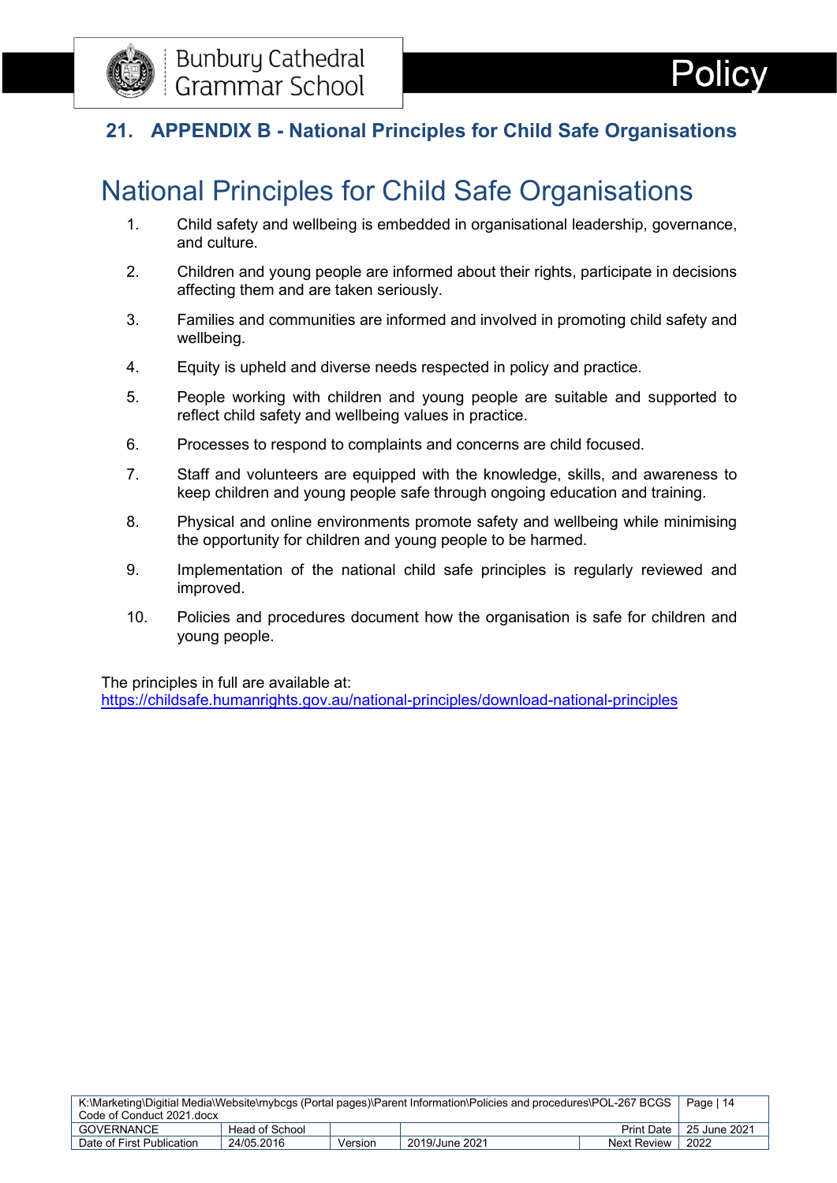## 21. APPENDIX B - National Principles for Child Safe Organisations

# National Principles for Child Safe Organisations

1. Child safety and wellbeing is embedded in organisational leadership, governance, and culture.
2. Children and young people are informed about their rights, participate in decisions affecting them and are taken seriously.
3. Families and communities are informed and involved in promoting child safety and wellbeing.
4. Equity is upheld and diverse needs respected in policy and practice.
5. People working with children and young people are suitable and supported to reflect child safety and wellbeing values in practice.
6. Processes to respond to complaints and concerns are child focused.
7. Staff and volunteers are equipped with the knowledge, skills, and awareness to keep children and young people safe through ongoing education and training.
8. Physical and online environments promote safety and wellbeing while minimising the opportunity for children and young people to be harmed.
9. Implementation of the national child safe principles is regularly reviewed and improved.
10. Policies and procedures document how the organisation is safe for children and young people.

The principles in full are available at:
https://childsafe.humanrights.gov.au/national-principles/download-national-principles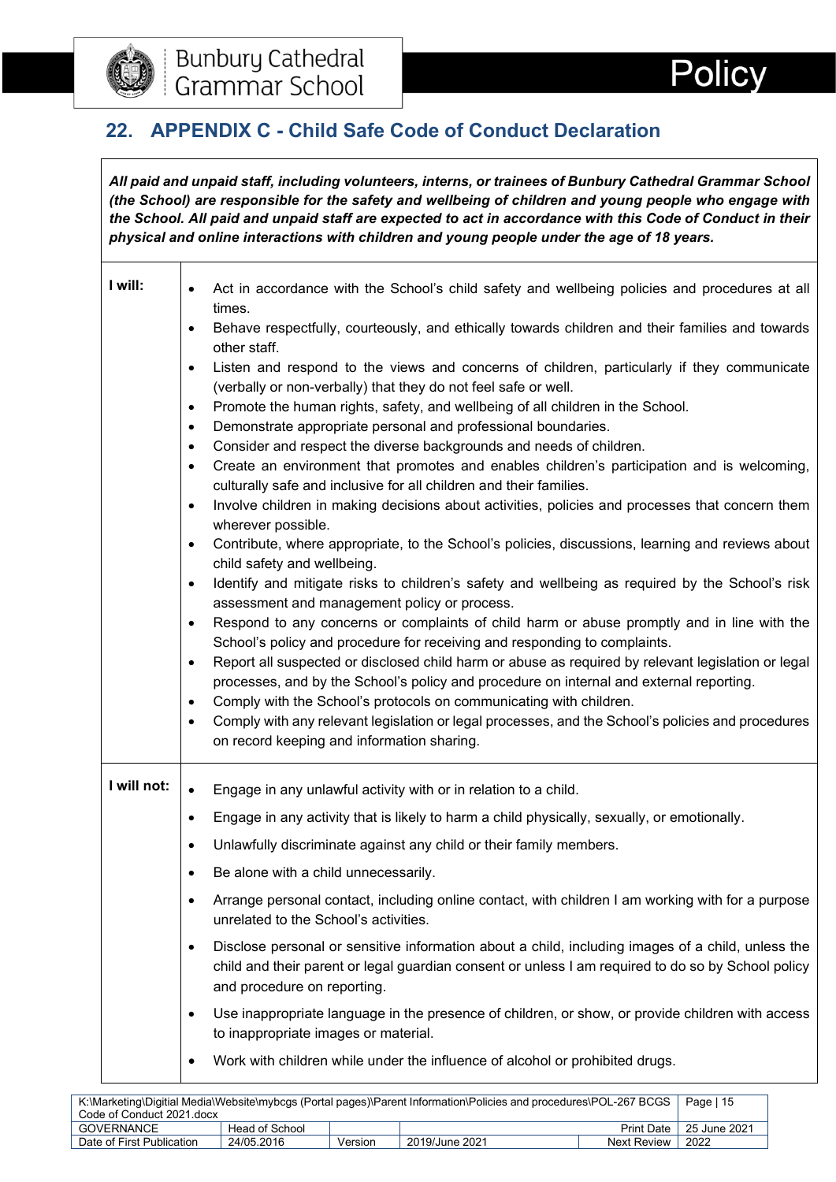## 22. APPENDIX C - Child Safe Code of Conduct Declaration

***All paid and unpaid staff, including volunteers, interns, or trainees of Bunbury Cathedral Grammar School (the School) are responsible for the safety and wellbeing of children and young people who engage with the School. All paid and unpaid staff are expected to act in accordance with this Code of Conduct in their physical and online interactions with children and young people under the age of 18 years.***

| | |
|---|---|
| **I will:** | • Act in accordance with the School's child safety and wellbeing policies and procedures at all times.<br>• Behave respectfully, courteously, and ethically towards children and their families and towards other staff.<br>• Listen and respond to the views and concerns of children, particularly if they communicate (verbally or non-verbally) that they do not feel safe or well.<br>• Promote the human rights, safety, and wellbeing of all children in the School.<br>• Demonstrate appropriate personal and professional boundaries.<br>• Consider and respect the diverse backgrounds and needs of children.<br>• Create an environment that promotes and enables children's participation and is welcoming, culturally safe and inclusive for all children and their families.<br>• Involve children in making decisions about activities, policies and processes that concern them wherever possible.<br>• Contribute, where appropriate, to the School's policies, discussions, learning and reviews about child safety and wellbeing.<br>• Identify and mitigate risks to children's safety and wellbeing as required by the School's risk assessment and management policy or process.<br>• Respond to any concerns or complaints of child harm or abuse promptly and in line with the School's policy and procedure for receiving and responding to complaints.<br>• Report all suspected or disclosed child harm or abuse as required by relevant legislation or legal processes, and by the School's policy and procedure on internal and external reporting.<br>• Comply with the School's protocols on communicating with children.<br>• Comply with any relevant legislation or legal processes, and the School's policies and procedures on record keeping and information sharing. |
| **I will not:** | • Engage in any unlawful activity with or in relation to a child.<br>• Engage in any activity that is likely to harm a child physically, sexually, or emotionally.<br>• Unlawfully discriminate against any child or their family members.<br>• Be alone with a child unnecessarily.<br>• Arrange personal contact, including online contact, with children I am working with for a purpose unrelated to the School's activities.<br>• Disclose personal or sensitive information about a child, including images of a child, unless the child and their parent or legal guardian consent or unless I am required to do so by School policy and procedure on reporting.<br>• Use inappropriate language in the presence of children, or show, or provide children with access to inappropriate images or material.<br>• Work with children while under the influence of alcohol or prohibited drugs. |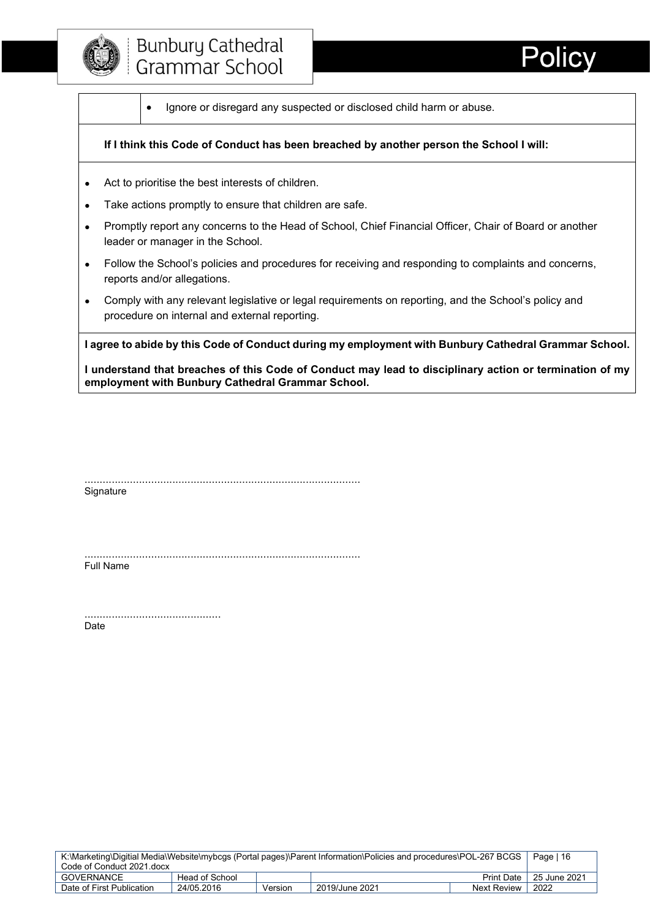|  | • Ignore or disregard any suspected or disclosed child harm or abuse. |
|---|---|

**If I think this Code of Conduct has been breached by another person the School I will:**

- Act to prioritise the best interests of children.
- Take actions promptly to ensure that children are safe.
- Promptly report any concerns to the Head of School, Chief Financial Officer, Chair of Board or another leader or manager in the School.
- Follow the School's policies and procedures for receiving and responding to complaints and concerns, reports and/or allegations.
- Comply with any relevant legislative or legal requirements on reporting, and the School's policy and procedure on internal and external reporting.

**I agree to abide by this Code of Conduct during my employment with Bunbury Cathedral Grammar School.**

**I understand that breaches of this Code of Conduct may lead to disciplinary action or termination of my employment with Bunbury Cathedral Grammar School.**

..........................................................................................
Signature

..........................................................................................
Full Name

.............................................
Date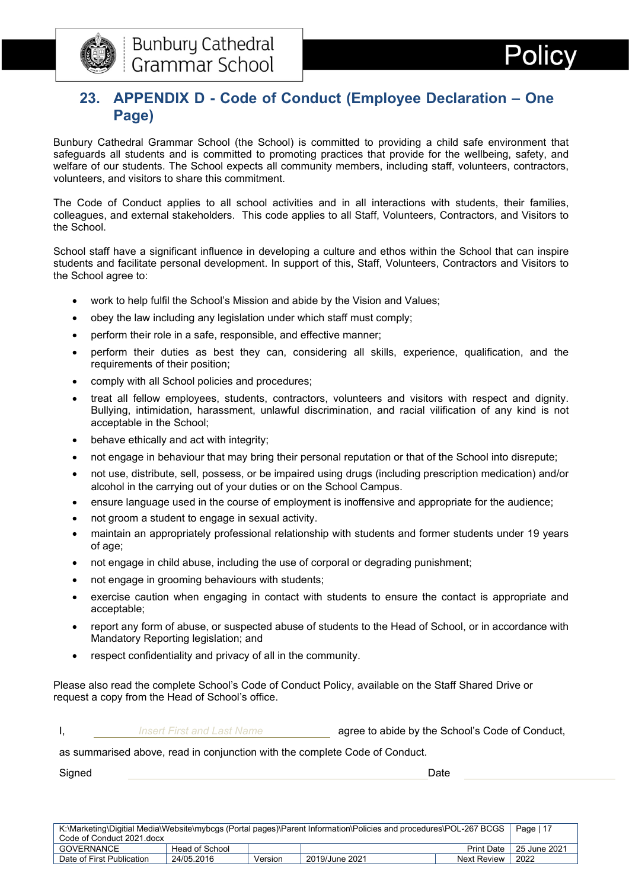## 23. APPENDIX D - Code of Conduct (Employee Declaration – One Page)

Bunbury Cathedral Grammar School (the School) is committed to providing a child safe environment that safeguards all students and is committed to promoting practices that provide for the wellbeing, safety, and welfare of our students. The School expects all community members, including staff, volunteers, contractors, volunteers, and visitors to share this commitment.

The Code of Conduct applies to all school activities and in all interactions with students, their families, colleagues, and external stakeholders. This code applies to all Staff, Volunteers, Contractors, and Visitors to the School.

School staff have a significant influence in developing a culture and ethos within the School that can inspire students and facilitate personal development. In support of this, Staff, Volunteers, Contractors and Visitors to the School agree to:

- work to help fulfil the School's Mission and abide by the Vision and Values;
- obey the law including any legislation under which staff must comply;
- perform their role in a safe, responsible, and effective manner;
- perform their duties as best they can, considering all skills, experience, qualification, and the requirements of their position;
- comply with all School policies and procedures;
- treat all fellow employees, students, contractors, volunteers and visitors with respect and dignity. Bullying, intimidation, harassment, unlawful discrimination, and racial vilification of any kind is not acceptable in the School;
- behave ethically and act with integrity;
- not engage in behaviour that may bring their personal reputation or that of the School into disrepute;
- not use, distribute, sell, possess, or be impaired using drugs (including prescription medication) and/or alcohol in the carrying out of your duties or on the School Campus.
- ensure language used in the course of employment is inoffensive and appropriate for the audience;
- not groom a student to engage in sexual activity.
- maintain an appropriately professional relationship with students and former students under 19 years of age;
- not engage in child abuse, including the use of corporal or degrading punishment;
- not engage in grooming behaviours with students;
- exercise caution when engaging in contact with students to ensure the contact is appropriate and acceptable;
- report any form of abuse, or suspected abuse of students to the Head of School, or in accordance with Mandatory Reporting legislation; and
- respect confidentiality and privacy of all in the community.

Please also read the complete School's Code of Conduct Policy, available on the Staff Shared Drive or request a copy from the Head of School's office.

I, ____*Insert First and Last Name*____ agree to abide by the School's Code of Conduct, as summarised above, read in conjunction with the complete Code of Conduct.

Signed ______________________________ Date ______________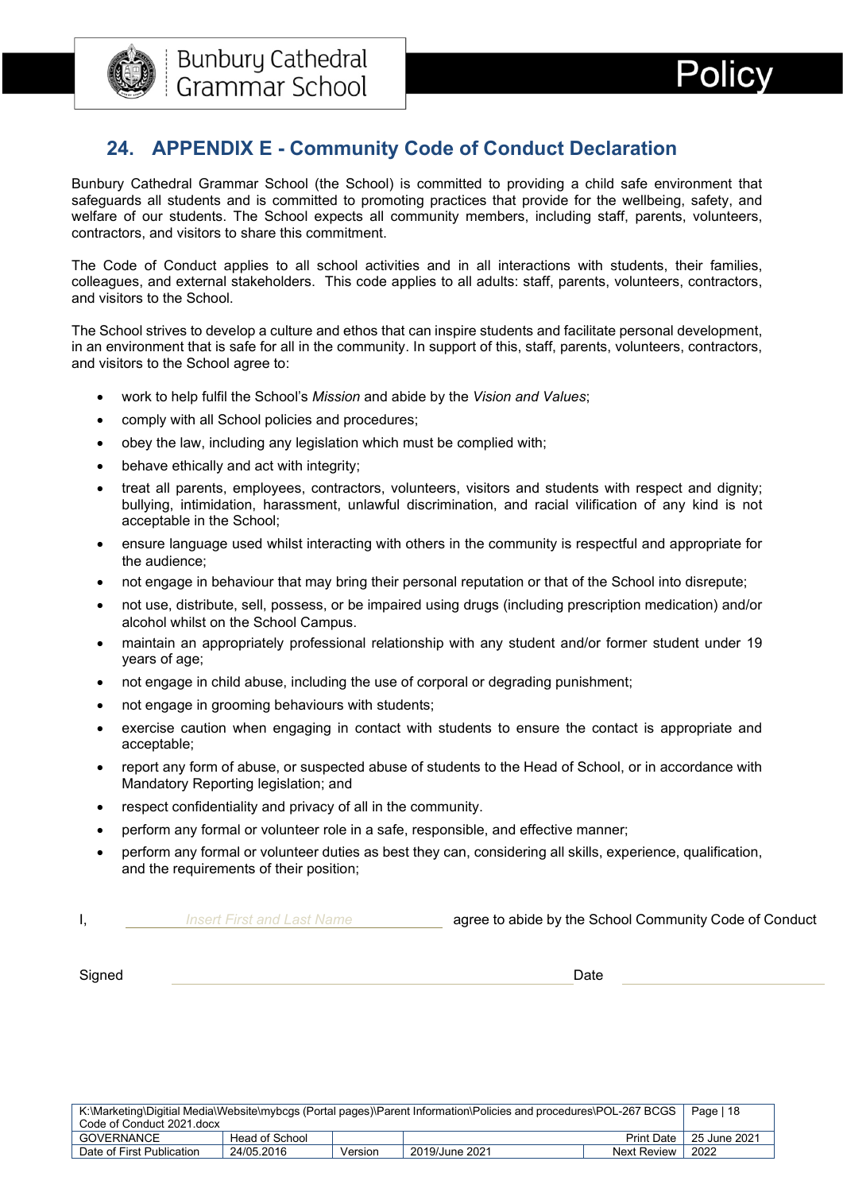## 24. APPENDIX E - Community Code of Conduct Declaration

Bunbury Cathedral Grammar School (the School) is committed to providing a child safe environment that safeguards all students and is committed to promoting practices that provide for the wellbeing, safety, and welfare of our students. The School expects all community members, including staff, parents, volunteers, contractors, and visitors to share this commitment.

The Code of Conduct applies to all school activities and in all interactions with students, their families, colleagues, and external stakeholders. This code applies to all adults: staff, parents, volunteers, contractors, and visitors to the School.

The School strives to develop a culture and ethos that can inspire students and facilitate personal development, in an environment that is safe for all in the community. In support of this, staff, parents, volunteers, contractors, and visitors to the School agree to:

- work to help fulfil the School's *Mission* and abide by the *Vision and Values*;
- comply with all School policies and procedures;
- obey the law, including any legislation which must be complied with;
- behave ethically and act with integrity;
- treat all parents, employees, contractors, volunteers, visitors and students with respect and dignity; bullying, intimidation, harassment, unlawful discrimination, and racial vilification of any kind is not acceptable in the School;
- ensure language used whilst interacting with others in the community is respectful and appropriate for the audience;
- not engage in behaviour that may bring their personal reputation or that of the School into disrepute;
- not use, distribute, sell, possess, or be impaired using drugs (including prescription medication) and/or alcohol whilst on the School Campus.
- maintain an appropriately professional relationship with any student and/or former student under 19 years of age;
- not engage in child abuse, including the use of corporal or degrading punishment;
- not engage in grooming behaviours with students;
- exercise caution when engaging in contact with students to ensure the contact is appropriate and acceptable;
- report any form of abuse, or suspected abuse of students to the Head of School, or in accordance with Mandatory Reporting legislation; and
- respect confidentiality and privacy of all in the community.
- perform any formal or volunteer role in a safe, responsible, and effective manner;
- perform any formal or volunteer duties as best they can, considering all skills, experience, qualification, and the requirements of their position;

I, ______*Insert First and Last Name*______ agree to abide by the School Community Code of Conduct

Signed ____________________________________ Date ________________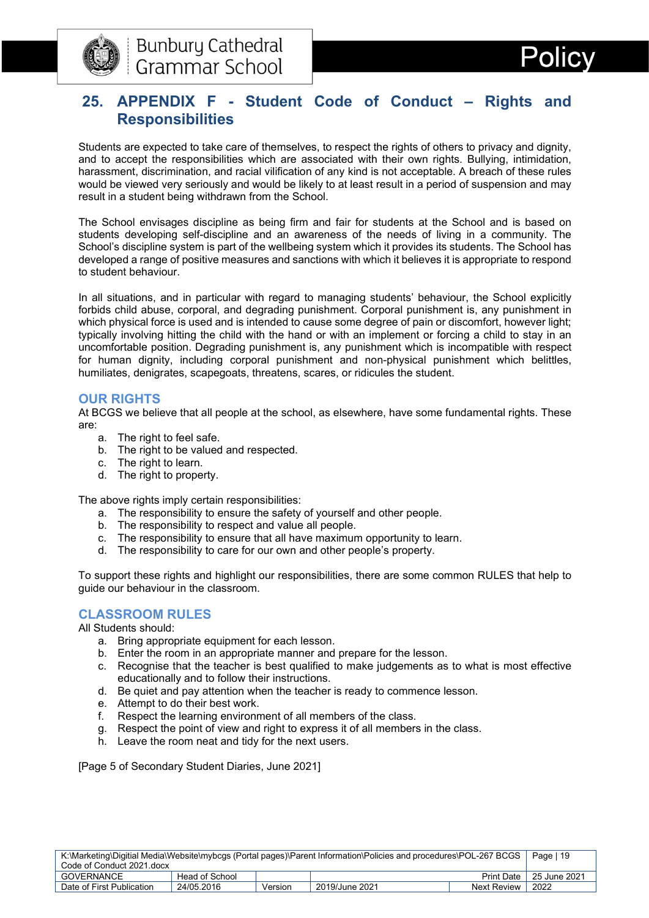## 25. APPENDIX F - Student Code of Conduct – Rights and Responsibilities

Students are expected to take care of themselves, to respect the rights of others to privacy and dignity, and to accept the responsibilities which are associated with their own rights. Bullying, intimidation, harassment, discrimination, and racial vilification of any kind is not acceptable. A breach of these rules would be viewed very seriously and would be likely to at least result in a period of suspension and may result in a student being withdrawn from the School.

The School envisages discipline as being firm and fair for students at the School and is based on students developing self-discipline and an awareness of the needs of living in a community. The School's discipline system is part of the wellbeing system which it provides its students. The School has developed a range of positive measures and sanctions with which it believes it is appropriate to respond to student behaviour.

In all situations, and in particular with regard to managing students' behaviour, the School explicitly forbids child abuse, corporal, and degrading punishment. Corporal punishment is, any punishment in which physical force is used and is intended to cause some degree of pain or discomfort, however light; typically involving hitting the child with the hand or with an implement or forcing a child to stay in an uncomfortable position. Degrading punishment is, any punishment which is incompatible with respect for human dignity, including corporal punishment and non-physical punishment which belittles, humiliates, denigrates, scapegoats, threatens, scares, or ridicules the student.

### OUR RIGHTS

At BCGS we believe that all people at the school, as elsewhere, have some fundamental rights. These are:

a. The right to feel safe.
b. The right to be valued and respected.
c. The right to learn.
d. The right to property.

The above rights imply certain responsibilities:

a. The responsibility to ensure the safety of yourself and other people.
b. The responsibility to respect and value all people.
c. The responsibility to ensure that all have maximum opportunity to learn.
d. The responsibility to care for our own and other people's property.

To support these rights and highlight our responsibilities, there are some common RULES that help to guide our behaviour in the classroom.

### CLASSROOM RULES

All Students should:

a. Bring appropriate equipment for each lesson.
b. Enter the room in an appropriate manner and prepare for the lesson.
c. Recognise that the teacher is best qualified to make judgements as to what is most effective educationally and to follow their instructions.
d. Be quiet and pay attention when the teacher is ready to commence lesson.
e. Attempt to do their best work.
f. Respect the learning environment of all members of the class.
g. Respect the point of view and right to express it of all members in the class.
h. Leave the room neat and tidy for the next users.

[Page 5 of Secondary Student Diaries, June 2021]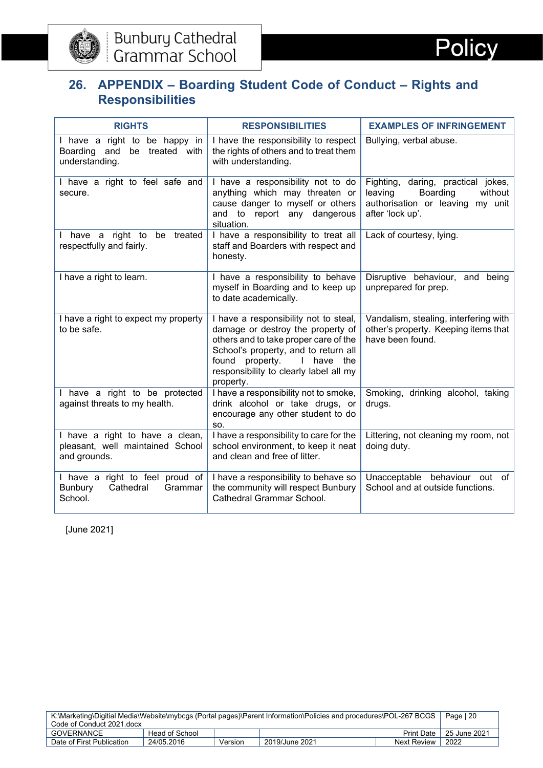## 26. APPENDIX – Boarding Student Code of Conduct – Rights and Responsibilities

| RIGHTS | RESPONSIBILITIES | EXAMPLES OF INFRINGEMENT |
|---|---|---|
| I have a right to be happy in Boarding and be treated with understanding. | I have the responsibility to respect the rights of others and to treat them with understanding. | Bullying, verbal abuse. |
| I have a right to feel safe and secure. | I have a responsibility not to do anything which may threaten or cause danger to myself or others and to report any dangerous situation. | Fighting, daring, practical jokes, leaving Boarding without authorisation or leaving my unit after 'lock up'. |
| I have a right to be treated respectfully and fairly. | I have a responsibility to treat all staff and Boarders with respect and honesty. | Lack of courtesy, lying. |
| I have a right to learn. | I have a responsibility to behave myself in Boarding and to keep up to date academically. | Disruptive behaviour, and being unprepared for prep. |
| I have a right to expect my property to be safe. | I have a responsibility not to steal, damage or destroy the property of others and to take proper care of the School's property, and to return all found property. I have the responsibility to clearly label all my property. | Vandalism, stealing, interfering with other's property. Keeping items that have been found. |
| I have a right to be protected against threats to my health. | I have a responsibility not to smoke, drink alcohol or take drugs, or encourage any other student to do so. | Smoking, drinking alcohol, taking drugs. |
| I have a right to have a clean, pleasant, well maintained School and grounds. | I have a responsibility to care for the school environment, to keep it neat and clean and free of litter. | Littering, not cleaning my room, not doing duty. |
| I have a right to feel proud of Bunbury Cathedral Grammar School. | I have a responsibility to behave so the community will respect Bunbury Cathedral Grammar School. | Unacceptable behaviour out of School and at outside functions. |

[June 2021]